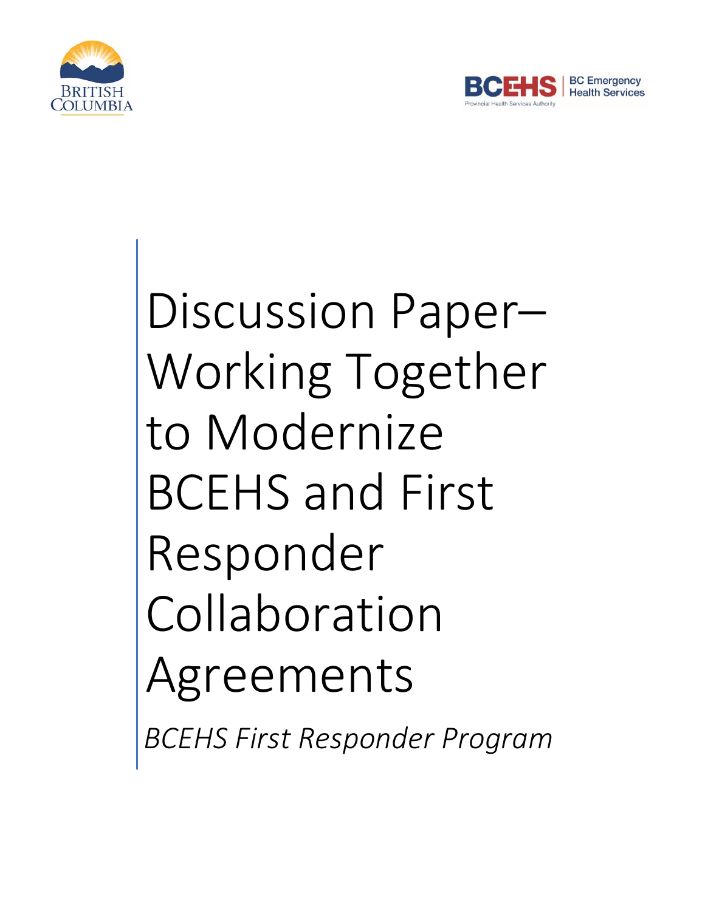# Discussion Paper– Working Together to Modernize BCEHS and First Responder Collaboration Agreements

*BCEHS First Responder Program*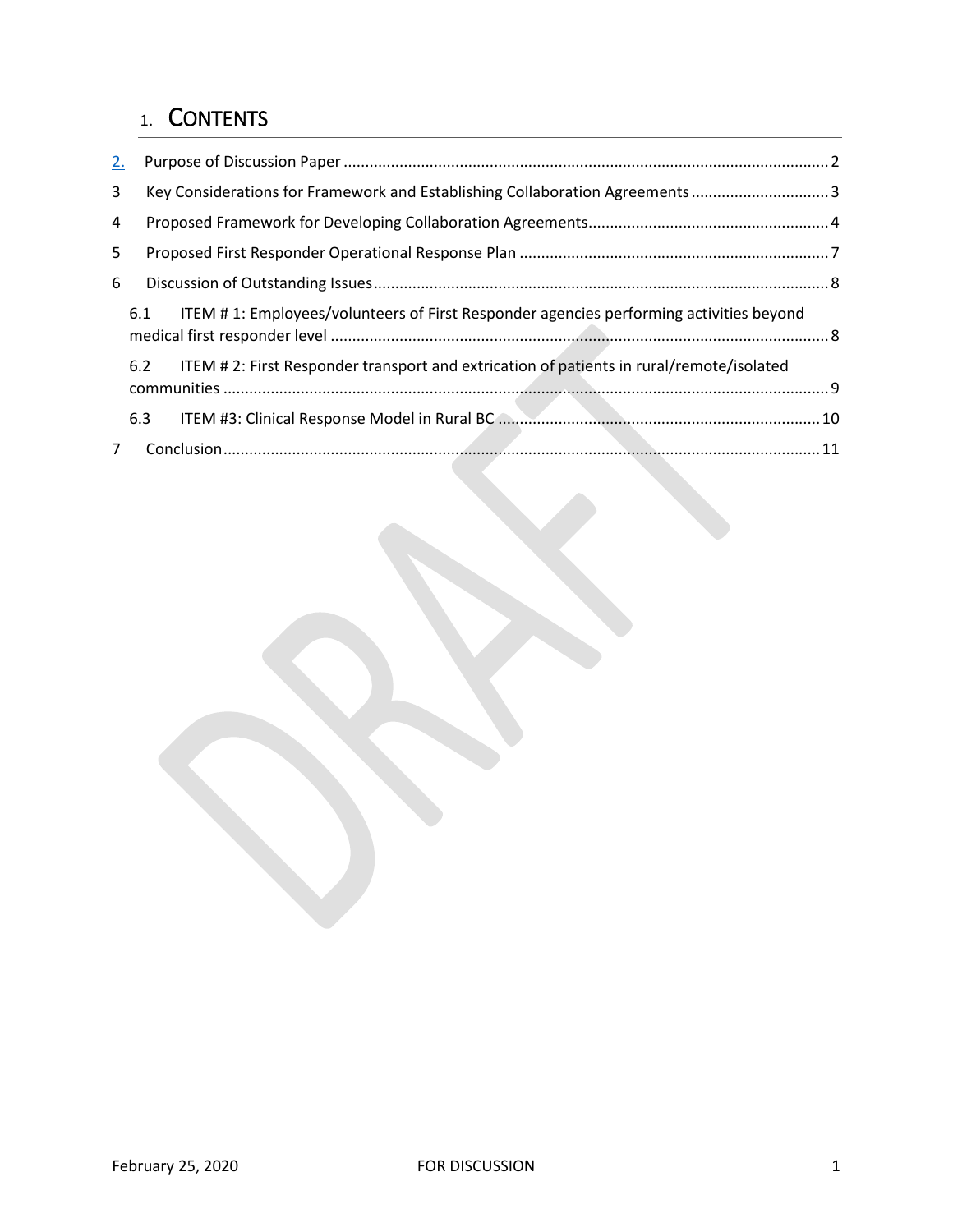# 1. CONTENTS

2. Purpose of Discussion Paper ........ 2
3 Key Considerations for Framework and Establishing Collaboration Agreements ........ 3
4 Proposed Framework for Developing Collaboration Agreements ........ 4
5 Proposed First Responder Operational Response Plan ........ 7
6 Discussion of Outstanding Issues ........ 8
  6.1 ITEM # 1: Employees/volunteers of First Responder agencies performing activities beyond medical first responder level ........ 8
  6.2 ITEM # 2: First Responder transport and extrication of patients in rural/remote/isolated communities ........ 9
  6.3 ITEM #3: Clinical Response Model in Rural BC ........ 10
7 Conclusion ........ 11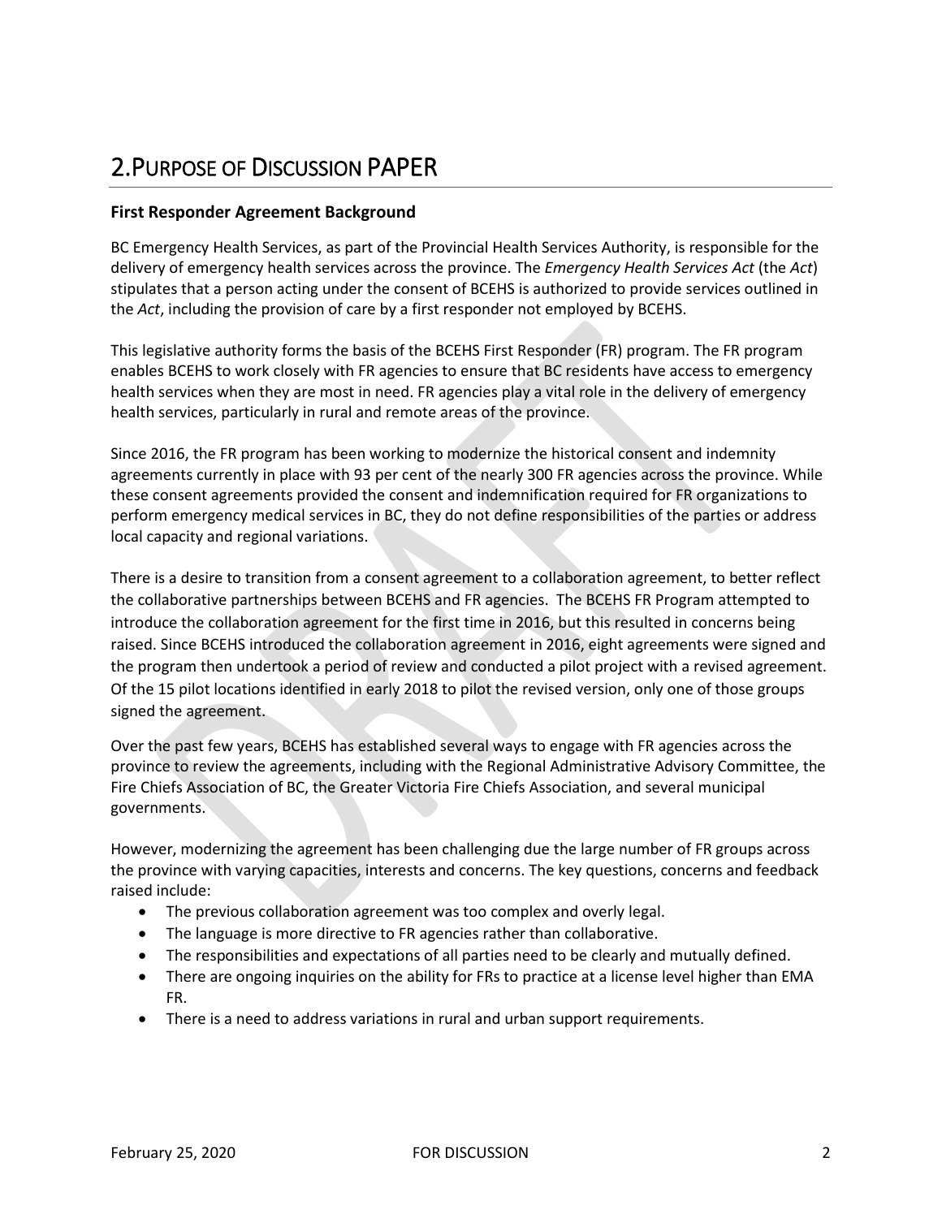# 2. Purpose of Discussion PAPER

### First Responder Agreement Background

BC Emergency Health Services, as part of the Provincial Health Services Authority, is responsible for the delivery of emergency health services across the province. The *Emergency Health Services Act* (the *Act*) stipulates that a person acting under the consent of BCEHS is authorized to provide services outlined in the *Act*, including the provision of care by a first responder not employed by BCEHS.

This legislative authority forms the basis of the BCEHS First Responder (FR) program. The FR program enables BCEHS to work closely with FR agencies to ensure that BC residents have access to emergency health services when they are most in need. FR agencies play a vital role in the delivery of emergency health services, particularly in rural and remote areas of the province.

Since 2016, the FR program has been working to modernize the historical consent and indemnity agreements currently in place with 93 per cent of the nearly 300 FR agencies across the province. While these consent agreements provided the consent and indemnification required for FR organizations to perform emergency medical services in BC, they do not define responsibilities of the parties or address local capacity and regional variations.

There is a desire to transition from a consent agreement to a collaboration agreement, to better reflect the collaborative partnerships between BCEHS and FR agencies. The BCEHS FR Program attempted to introduce the collaboration agreement for the first time in 2016, but this resulted in concerns being raised. Since BCEHS introduced the collaboration agreement in 2016, eight agreements were signed and the program then undertook a period of review and conducted a pilot project with a revised agreement. Of the 15 pilot locations identified in early 2018 to pilot the revised version, only one of those groups signed the agreement.

Over the past few years, BCEHS has established several ways to engage with FR agencies across the province to review the agreements, including with the Regional Administrative Advisory Committee, the Fire Chiefs Association of BC, the Greater Victoria Fire Chiefs Association, and several municipal governments.

However, modernizing the agreement has been challenging due the large number of FR groups across the province with varying capacities, interests and concerns. The key questions, concerns and feedback raised include:

- The previous collaboration agreement was too complex and overly legal.
- The language is more directive to FR agencies rather than collaborative.
- The responsibilities and expectations of all parties need to be clearly and mutually defined.
- There are ongoing inquiries on the ability for FRs to practice at a license level higher than EMA FR.
- There is a need to address variations in rural and urban support requirements.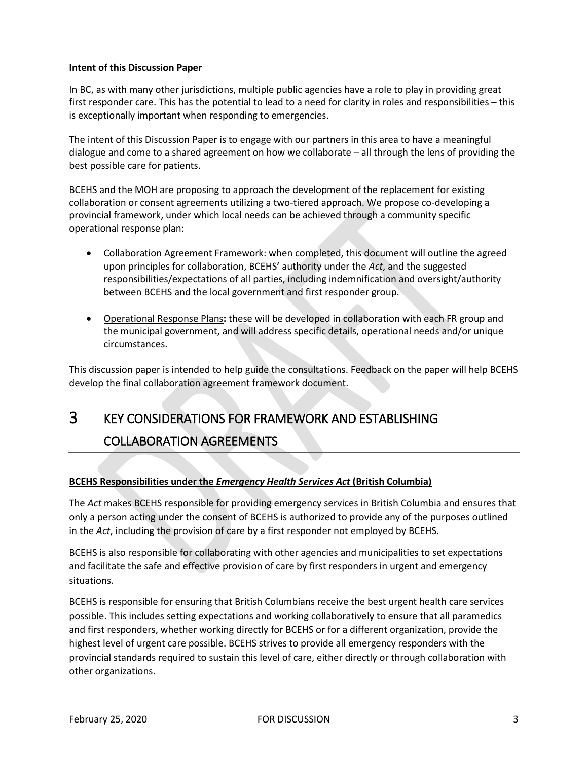**Intent of this Discussion Paper**

In BC, as with many other jurisdictions, multiple public agencies have a role to play in providing great first responder care. This has the potential to lead to a need for clarity in roles and responsibilities – this is exceptionally important when responding to emergencies.

The intent of this Discussion Paper is to engage with our partners in this area to have a meaningful dialogue and come to a shared agreement on how we collaborate – all through the lens of providing the best possible care for patients.

BCEHS and the MOH are proposing to approach the development of the replacement for existing collaboration or consent agreements utilizing a two-tiered approach. We propose co-developing a provincial framework, under which local needs can be achieved through a community specific operational response plan:

- Collaboration Agreement Framework: when completed, this document will outline the agreed upon principles for collaboration, BCEHS' authority under the *Act*, and the suggested responsibilities/expectations of all parties, including indemnification and oversight/authority between BCEHS and the local government and first responder group.
- Operational Response Plans**:** these will be developed in collaboration with each FR group and the municipal government, and will address specific details, operational needs and/or unique circumstances.

This discussion paper is intended to help guide the consultations. Feedback on the paper will help BCEHS develop the final collaboration agreement framework document.

# 3 KEY CONSIDERATIONS FOR FRAMEWORK AND ESTABLISHING COLLABORATION AGREEMENTS

**BCEHS Responsibilities under the *Emergency Health Services Act* (British Columbia)**

The *Act* makes BCEHS responsible for providing emergency services in British Columbia and ensures that only a person acting under the consent of BCEHS is authorized to provide any of the purposes outlined in the *Act*, including the provision of care by a first responder not employed by BCEHS.

BCEHS is also responsible for collaborating with other agencies and municipalities to set expectations and facilitate the safe and effective provision of care by first responders in urgent and emergency situations.

BCEHS is responsible for ensuring that British Columbians receive the best urgent health care services possible. This includes setting expectations and working collaboratively to ensure that all paramedics and first responders, whether working directly for BCEHS or for a different organization, provide the highest level of urgent care possible. BCEHS strives to provide all emergency responders with the provincial standards required to sustain this level of care, either directly or through collaboration with other organizations.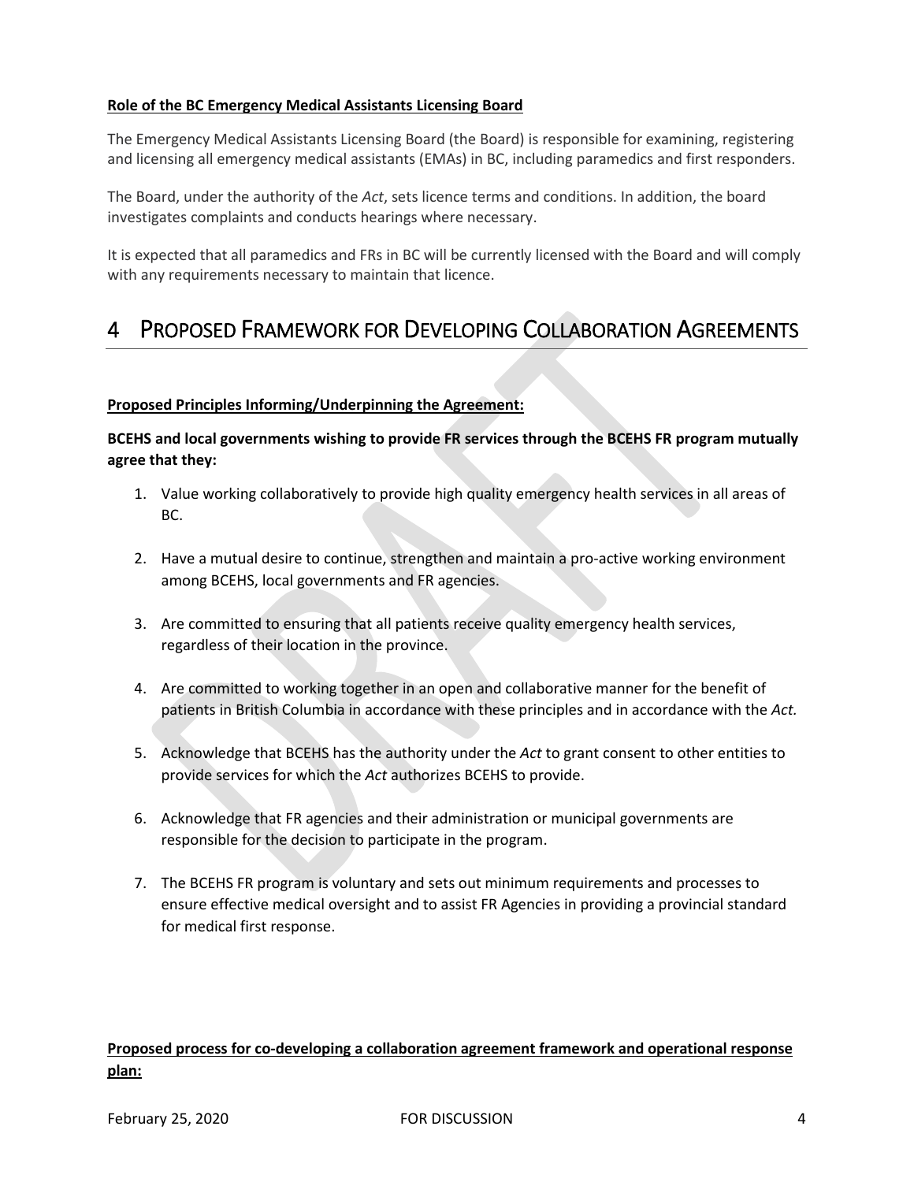**Role of the BC Emergency Medical Assistants Licensing Board**

The Emergency Medical Assistants Licensing Board (the Board) is responsible for examining, registering and licensing all emergency medical assistants (EMAs) in BC, including paramedics and first responders.

The Board, under the authority of the *Act*, sets licence terms and conditions. In addition, the board investigates complaints and conducts hearings where necessary.

It is expected that all paramedics and FRs in BC will be currently licensed with the Board and will comply with any requirements necessary to maintain that licence.

# 4 PROPOSED FRAMEWORK FOR DEVELOPING COLLABORATION AGREEMENTS

**Proposed Principles Informing/Underpinning the Agreement:**

**BCEHS and local governments wishing to provide FR services through the BCEHS FR program mutually agree that they:**

1. Value working collaboratively to provide high quality emergency health services in all areas of BC.

2. Have a mutual desire to continue, strengthen and maintain a pro-active working environment among BCEHS, local governments and FR agencies.

3. Are committed to ensuring that all patients receive quality emergency health services, regardless of their location in the province.

4. Are committed to working together in an open and collaborative manner for the benefit of patients in British Columbia in accordance with these principles and in accordance with the *Act.*

5. Acknowledge that BCEHS has the authority under the *Act* to grant consent to other entities to provide services for which the *Act* authorizes BCEHS to provide.

6. Acknowledge that FR agencies and their administration or municipal governments are responsible for the decision to participate in the program.

7. The BCEHS FR program is voluntary and sets out minimum requirements and processes to ensure effective medical oversight and to assist FR Agencies in providing a provincial standard for medical first response.

**Proposed process for co-developing a collaboration agreement framework and operational response plan:**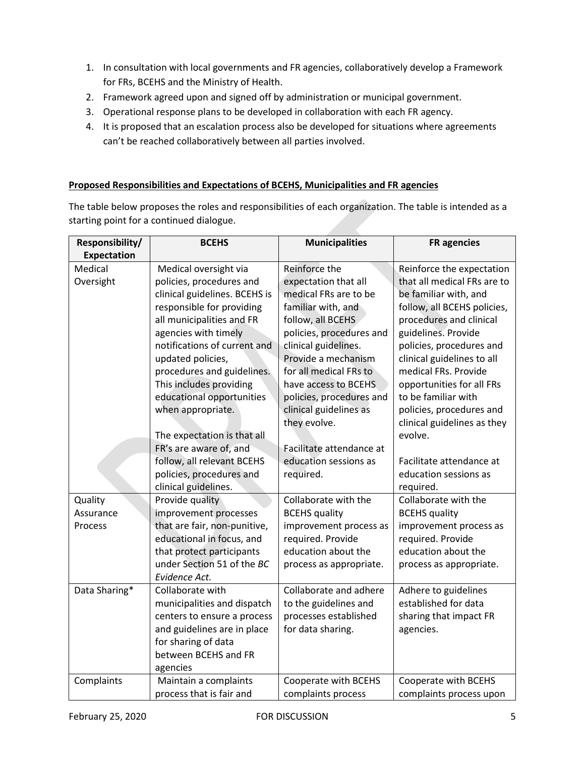1. In consultation with local governments and FR agencies, collaboratively develop a Framework for FRs, BCEHS and the Ministry of Health.
2. Framework agreed upon and signed off by administration or municipal government.
3. Operational response plans to be developed in collaboration with each FR agency.
4. It is proposed that an escalation process also be developed for situations where agreements can't be reached collaboratively between all parties involved.

**Proposed Responsibilities and Expectations of BCEHS, Municipalities and FR agencies**

The table below proposes the roles and responsibilities of each organization. The table is intended as a starting point for a continued dialogue.

| Responsibility/ Expectation | BCEHS | Municipalities | FR agencies |
|---|---|---|---|
| Medical Oversight | Medical oversight via policies, procedures and clinical guidelines. BCEHS is responsible for providing all municipalities and FR agencies with timely notifications of current and updated policies, procedures and guidelines. This includes providing educational opportunities when appropriate.<br><br>The expectation is that all FR's are aware of, and follow, all relevant BCEHS policies, procedures and clinical guidelines. | Reinforce the expectation that all medical FRs are to be familiar with, and follow, all BCEHS policies, procedures and clinical guidelines. Provide a mechanism for all medical FRs to have access to BCEHS policies, procedures and clinical guidelines as they evolve.<br><br>Facilitate attendance at education sessions as required. | Reinforce the expectation that all medical FRs are to be familiar with, and follow, all BCEHS policies, procedures and clinical guidelines. Provide policies, procedures and clinical guidelines to all medical FRs. Provide opportunities for all FRs to be familiar with policies, procedures and clinical guidelines as they evolve.<br><br>Facilitate attendance at education sessions as required. |
| Quality Assurance Process | Provide quality improvement processes that are fair, non-punitive, educational in focus, and that protect participants under Section 51 of the *BC Evidence Act.* | Collaborate with the BCEHS quality improvement process as required. Provide education about the process as appropriate. | Collaborate with the BCEHS quality improvement process as required. Provide education about the process as appropriate. |
| Data Sharing* | Collaborate with municipalities and dispatch centers to ensure a process and guidelines are in place for sharing of data between BCEHS and FR agencies | Collaborate and adhere to the guidelines and processes established for data sharing. | Adhere to guidelines established for data sharing that impact FR agencies. |
| Complaints | Maintain a complaints process that is fair and | Cooperate with BCEHS complaints process | Cooperate with BCEHS complaints process upon |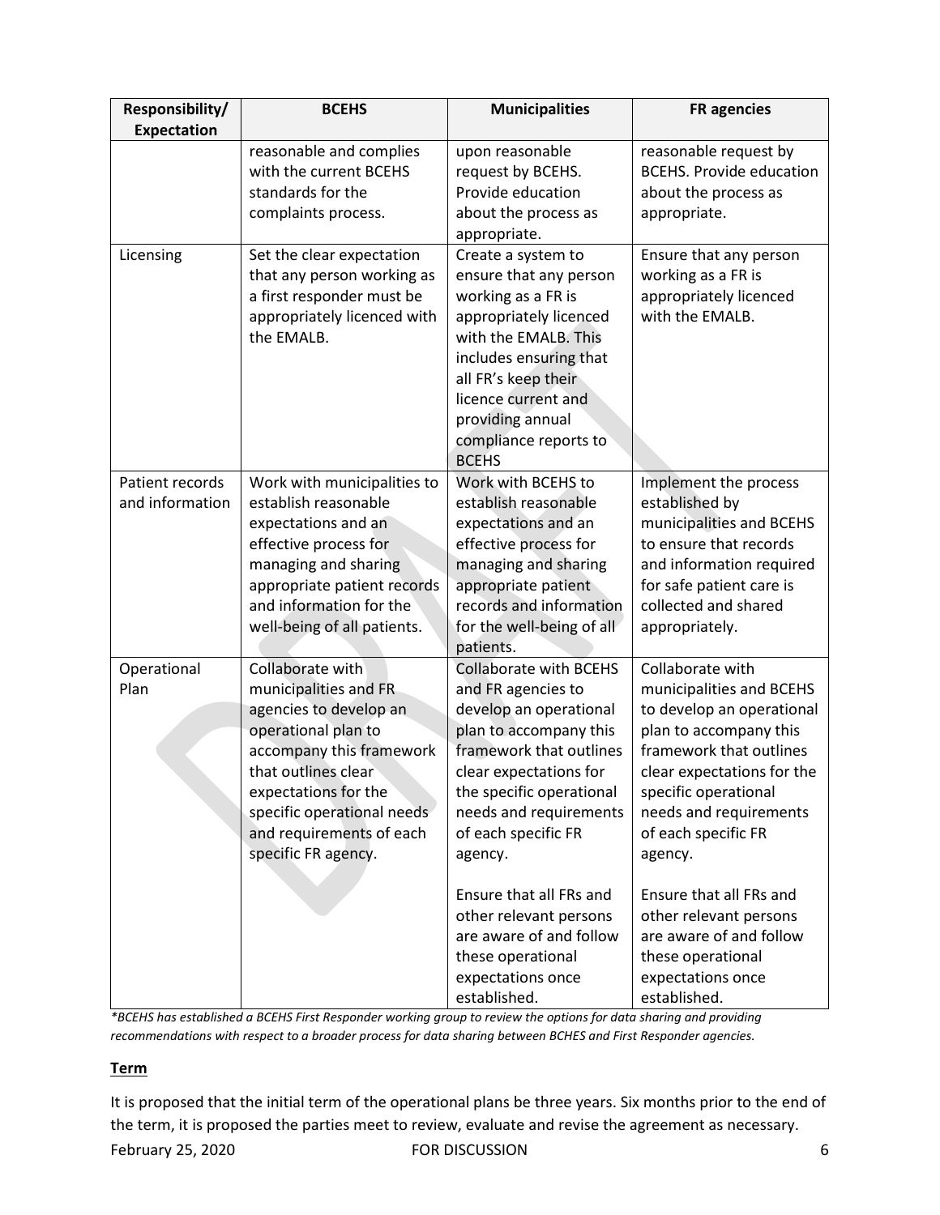| Responsibility/ Expectation | BCEHS | Municipalities | FR agencies |
|---|---|---|---|
| | reasonable and complies with the current BCEHS standards for the complaints process. | upon reasonable request by BCEHS. Provide education about the process as appropriate. | reasonable request by BCEHS. Provide education about the process as appropriate. |
| Licensing | Set the clear expectation that any person working as a first responder must be appropriately licenced with the EMALB. | Create a system to ensure that any person working as a FR is appropriately licenced with the EMALB. This includes ensuring that all FR's keep their licence current and providing annual compliance reports to the BCEHS | Ensure that any person working as a FR is appropriately licenced with the EMALB. |
| Patient records and information | Work with municipalities to establish reasonable expectations and an effective process for managing and sharing appropriate patient records and information for the well-being of all patients. | Work with BCEHS to establish reasonable expectations and an effective process for managing and sharing appropriate patient records and information for the well-being of all patients. | Implement the process established by municipalities and BCEHS to ensure that records and information required for safe patient care is collected and shared appropriately. |
| Operational Plan | Collaborate with municipalities and FR agencies to develop an operational plan to accompany this framework that outlines clear expectations for the specific operational needs and requirements of each specific FR agency. | Collaborate with BCEHS and FR agencies to develop an operational plan to accompany this framework that outlines clear expectations for the specific operational needs and requirements of each specific FR agency.<br><br>Ensure that all FRs and other relevant persons are aware of and follow these operational expectations once established. | Collaborate with municipalities and BCEHS to develop an operational plan to accompany this framework that outlines clear expectations for the specific operational needs and requirements of each specific FR agency.<br><br>Ensure that all FRs and other relevant persons are aware of and follow these operational expectations once established. |

*\*BCEHS has established a BCEHS First Responder working group to review the options for data sharing and providing recommendations with respect to a broader process for data sharing between BCHES and First Responder agencies.*

**Term**

It is proposed that the initial term of the operational plans be three years. Six months prior to the end of the term, it is proposed the parties meet to review, evaluate and revise the agreement as necessary.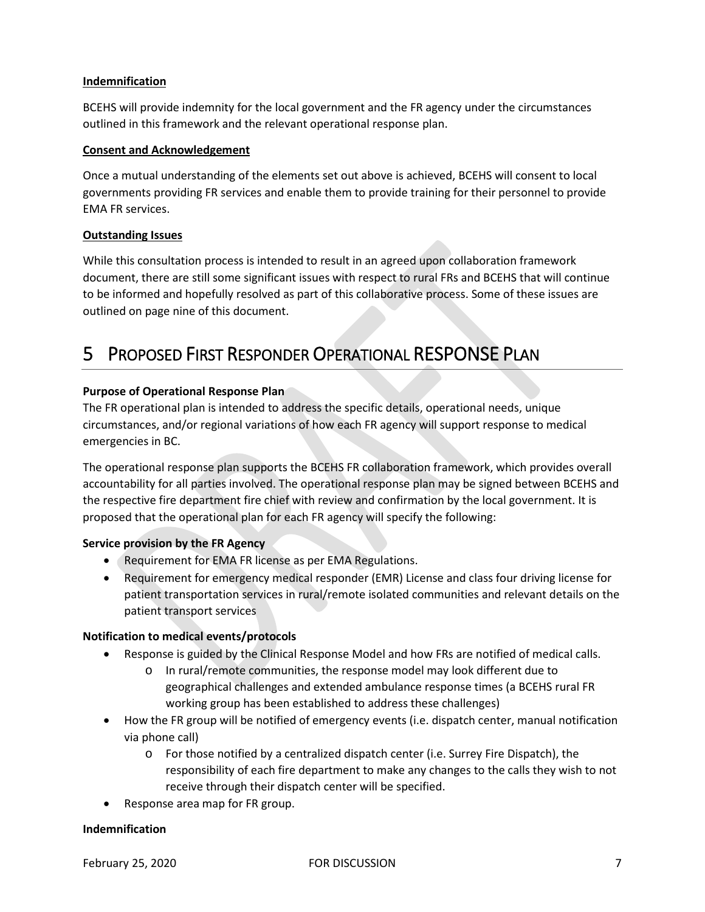**Indemnification**

BCEHS will provide indemnity for the local government and the FR agency under the circumstances outlined in this framework and the relevant operational response plan.

**Consent and Acknowledgement**

Once a mutual understanding of the elements set out above is achieved, BCEHS will consent to local governments providing FR services and enable them to provide training for their personnel to provide EMA FR services.

**Outstanding Issues**

While this consultation process is intended to result in an agreed upon collaboration framework document, there are still some significant issues with respect to rural FRs and BCEHS that will continue to be informed and hopefully resolved as part of this collaborative process. Some of these issues are outlined on page nine of this document.

# 5 Proposed First Responder Operational RESPONSE Plan

**Purpose of Operational Response Plan**

The FR operational plan is intended to address the specific details, operational needs, unique circumstances, and/or regional variations of how each FR agency will support response to medical emergencies in BC.

The operational response plan supports the BCEHS FR collaboration framework, which provides overall accountability for all parties involved. The operational response plan may be signed between BCEHS and the respective fire department fire chief with review and confirmation by the local government. It is proposed that the operational plan for each FR agency will specify the following:

**Service provision by the FR Agency**

- Requirement for EMA FR license as per EMA Regulations.
- Requirement for emergency medical responder (EMR) License and class four driving license for patient transportation services in rural/remote isolated communities and relevant details on the patient transport services

**Notification to medical events/protocols**

- Response is guided by the Clinical Response Model and how FRs are notified of medical calls.
  - In rural/remote communities, the response model may look different due to geographical challenges and extended ambulance response times (a BCEHS rural FR working group has been established to address these challenges)
- How the FR group will be notified of emergency events (i.e. dispatch center, manual notification via phone call)
  - For those notified by a centralized dispatch center (i.e. Surrey Fire Dispatch), the responsibility of each fire department to make any changes to the calls they wish to not receive through their dispatch center will be specified.
- Response area map for FR group.

**Indemnification**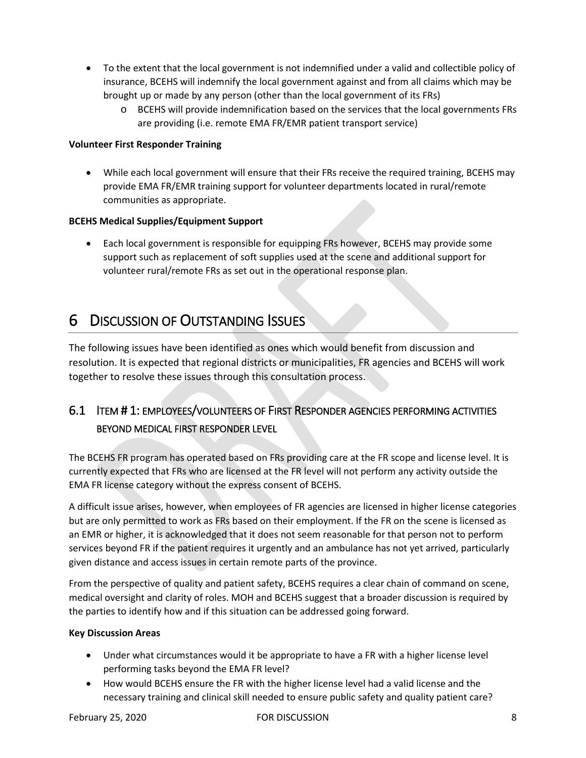- To the extent that the local government is not indemnified under a valid and collectible policy of insurance, BCEHS will indemnify the local government against and from all claims which may be brought up or made by any person (other than the local government of its FRs)
  - BCEHS will provide indemnification based on the services that the local governments FRs are providing (i.e. remote EMA FR/EMR patient transport service)

**Volunteer First Responder Training**

- While each local government will ensure that their FRs receive the required training, BCEHS may provide EMA FR/EMR training support for volunteer departments located in rural/remote communities as appropriate.

**BCEHS Medical Supplies/Equipment Support**

- Each local government is responsible for equipping FRs however, BCEHS may provide some support such as replacement of soft supplies used at the scene and additional support for volunteer rural/remote FRs as set out in the operational response plan.

# 6 Discussion of Outstanding Issues

The following issues have been identified as ones which would benefit from discussion and resolution. It is expected that regional districts or municipalities, FR agencies and BCEHS will work together to resolve these issues through this consultation process.

## 6.1 Item # 1: employees/volunteers of First Responder agencies performing activities beyond medical first responder level

The BCEHS FR program has operated based on FRs providing care at the FR scope and license level. It is currently expected that FRs who are licensed at the FR level will not perform any activity outside the EMA FR license category without the express consent of BCEHS.

A difficult issue arises, however, when employees of FR agencies are licensed in higher license categories but are only permitted to work as FRs based on their employment. If the FR on the scene is licensed as an EMR or higher, it is acknowledged that it does not seem reasonable for that person not to perform services beyond FR if the patient requires it urgently and an ambulance has not yet arrived, particularly given distance and access issues in certain remote parts of the province.

From the perspective of quality and patient safety, BCEHS requires a clear chain of command on scene, medical oversight and clarity of roles. MOH and BCEHS suggest that a broader discussion is required by the parties to identify how and if this situation can be addressed going forward.

**Key Discussion Areas**

- Under what circumstances would it be appropriate to have a FR with a higher license level performing tasks beyond the EMA FR level?
- How would BCEHS ensure the FR with the higher license level had a valid license and the necessary training and clinical skill needed to ensure public safety and quality patient care?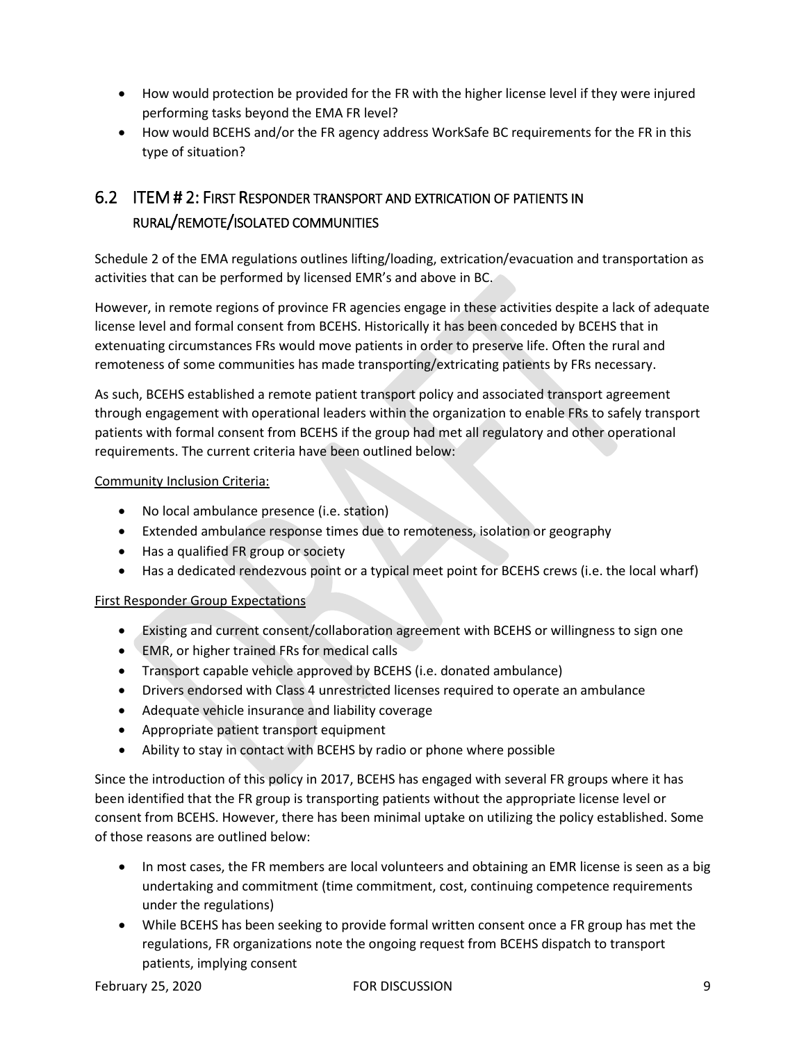- How would protection be provided for the FR with the higher license level if they were injured performing tasks beyond the EMA FR level?
- How would BCEHS and/or the FR agency address WorkSafe BC requirements for the FR in this type of situation?

## 6.2 ITEM # 2: FIRST RESPONDER TRANSPORT AND EXTRICATION OF PATIENTS IN RURAL/REMOTE/ISOLATED COMMUNITIES

Schedule 2 of the EMA regulations outlines lifting/loading, extrication/evacuation and transportation as activities that can be performed by licensed EMR's and above in BC.

However, in remote regions of province FR agencies engage in these activities despite a lack of adequate license level and formal consent from BCEHS. Historically it has been conceded by BCEHS that in extenuating circumstances FRs would move patients in order to preserve life. Often the rural and remoteness of some communities has made transporting/extricating patients by FRs necessary.

As such, BCEHS established a remote patient transport policy and associated transport agreement through engagement with operational leaders within the organization to enable FRs to safely transport patients with formal consent from BCEHS if the group had met all regulatory and other operational requirements. The current criteria have been outlined below:

Community Inclusion Criteria:

- No local ambulance presence (i.e. station)
- Extended ambulance response times due to remoteness, isolation or geography
- Has a qualified FR group or society
- Has a dedicated rendezvous point or a typical meet point for BCEHS crews (i.e. the local wharf)

First Responder Group Expectations

- Existing and current consent/collaboration agreement with BCEHS or willingness to sign one
- EMR, or higher trained FRs for medical calls
- Transport capable vehicle approved by BCEHS (i.e. donated ambulance)
- Drivers endorsed with Class 4 unrestricted licenses required to operate an ambulance
- Adequate vehicle insurance and liability coverage
- Appropriate patient transport equipment
- Ability to stay in contact with BCEHS by radio or phone where possible

Since the introduction of this policy in 2017, BCEHS has engaged with several FR groups where it has been identified that the FR group is transporting patients without the appropriate license level or consent from BCEHS. However, there has been minimal uptake on utilizing the policy established. Some of those reasons are outlined below:

- In most cases, the FR members are local volunteers and obtaining an EMR license is seen as a big undertaking and commitment (time commitment, cost, continuing competence requirements under the regulations)
- While BCEHS has been seeking to provide formal written consent once a FR group has met the regulations, FR organizations note the ongoing request from BCEHS dispatch to transport patients, implying consent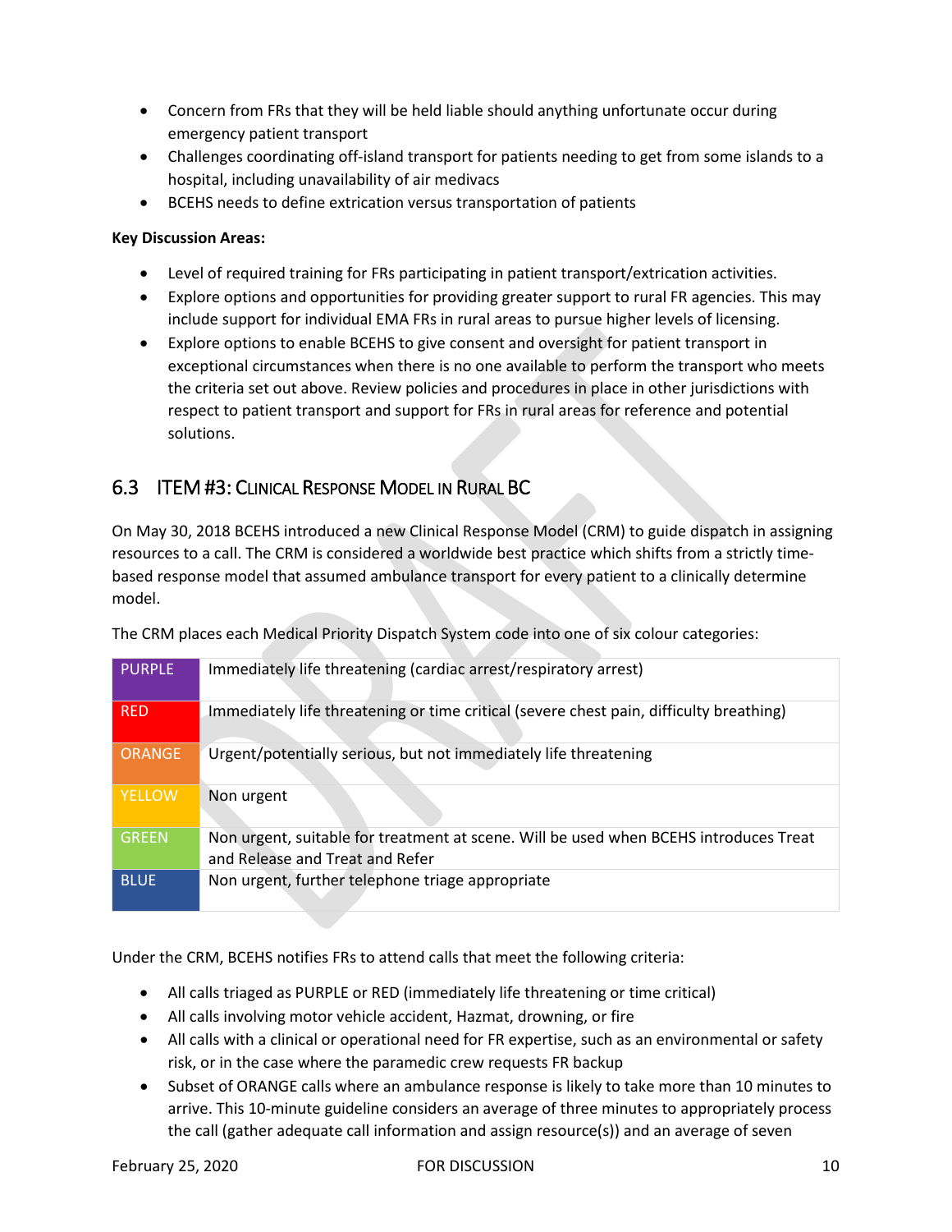- Concern from FRs that they will be held liable should anything unfortunate occur during emergency patient transport
- Challenges coordinating off-island transport for patients needing to get from some islands to a hospital, including unavailability of air medivacs
- BCEHS needs to define extrication versus transportation of patients

**Key Discussion Areas:**

- Level of required training for FRs participating in patient transport/extrication activities.
- Explore options and opportunities for providing greater support to rural FR agencies. This may include support for individual EMA FRs in rural areas to pursue higher levels of licensing.
- Explore options to enable BCEHS to give consent and oversight for patient transport in exceptional circumstances when there is no one available to perform the transport who meets the criteria set out above. Review policies and procedures in place in other jurisdictions with respect to patient transport and support for FRs in rural areas for reference and potential solutions.

## 6.3 ITEM #3: Clinical Response Model in Rural BC

On May 30, 2018 BCEHS introduced a new Clinical Response Model (CRM) to guide dispatch in assigning resources to a call. The CRM is considered a worldwide best practice which shifts from a strictly time-based response model that assumed ambulance transport for every patient to a clinically determine model.

The CRM places each Medical Priority Dispatch System code into one of six colour categories:

| | |
|---|---|
| PURPLE | Immediately life threatening (cardiac arrest/respiratory arrest) |
| RED | Immediately life threatening or time critical (severe chest pain, difficulty breathing) |
| ORANGE | Urgent/potentially serious, but not immediately life threatening |
| YELLOW | Non urgent |
| GREEN | Non urgent, suitable for treatment at scene. Will be used when BCEHS introduces Treat and Release and Treat and Refer |
| BLUE | Non urgent, further telephone triage appropriate |

Under the CRM, BCEHS notifies FRs to attend calls that meet the following criteria:

- All calls triaged as PURPLE or RED (immediately life threatening or time critical)
- All calls involving motor vehicle accident, Hazmat, drowning, or fire
- All calls with a clinical or operational need for FR expertise, such as an environmental or safety risk, or in the case where the paramedic crew requests FR backup
- Subset of ORANGE calls where an ambulance response is likely to take more than 10 minutes to arrive. This 10-minute guideline considers an average of three minutes to appropriately process the call (gather adequate call information and assign resource(s)) and an average of seven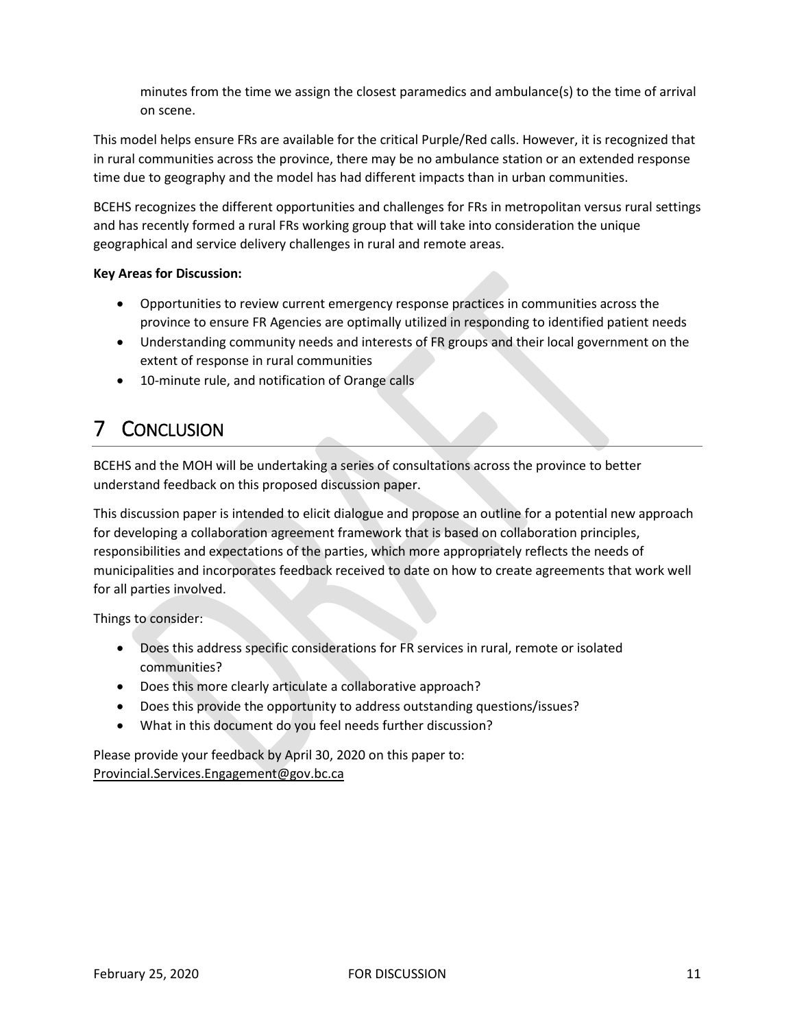minutes from the time we assign the closest paramedics and ambulance(s) to the time of arrival on scene.

This model helps ensure FRs are available for the critical Purple/Red calls. However, it is recognized that in rural communities across the province, there may be no ambulance station or an extended response time due to geography and the model has had different impacts than in urban communities.

BCEHS recognizes the different opportunities and challenges for FRs in metropolitan versus rural settings and has recently formed a rural FRs working group that will take into consideration the unique geographical and service delivery challenges in rural and remote areas.

**Key Areas for Discussion:**

- Opportunities to review current emergency response practices in communities across the province to ensure FR Agencies are optimally utilized in responding to identified patient needs
- Understanding community needs and interests of FR groups and their local government on the extent of response in rural communities
- 10-minute rule, and notification of Orange calls

# 7 CONCLUSION

BCEHS and the MOH will be undertaking a series of consultations across the province to better understand feedback on this proposed discussion paper.

This discussion paper is intended to elicit dialogue and propose an outline for a potential new approach for developing a collaboration agreement framework that is based on collaboration principles, responsibilities and expectations of the parties, which more appropriately reflects the needs of municipalities and incorporates feedback received to date on how to create agreements that work well for all parties involved.

Things to consider:

- Does this address specific considerations for FR services in rural, remote or isolated communities?
- Does this more clearly articulate a collaborative approach?
- Does this provide the opportunity to address outstanding questions/issues?
- What in this document do you feel needs further discussion?

Please provide your feedback by April 30, 2020 on this paper to:
Provincial.Services.Engagement@gov.bc.ca